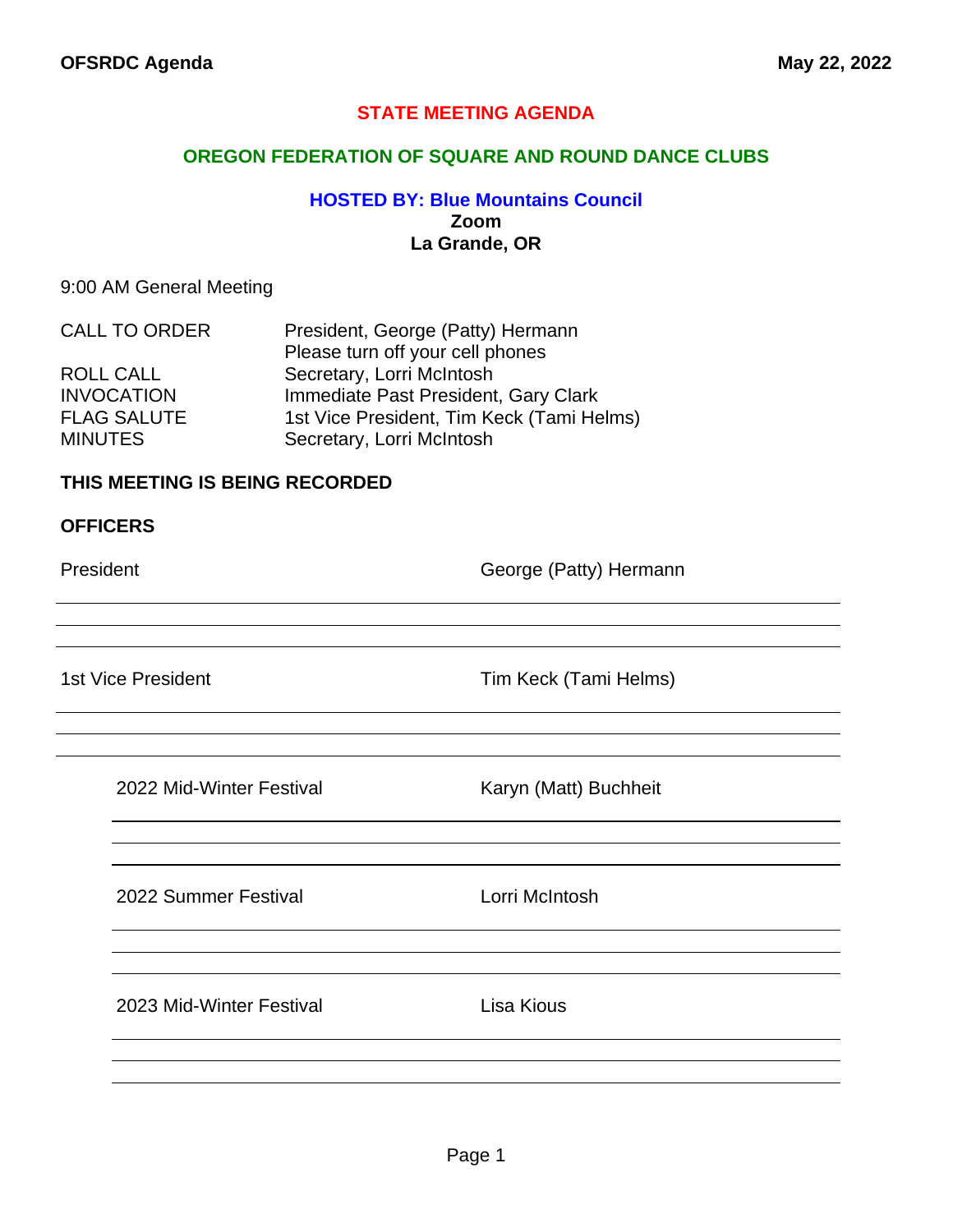# STATE MEETING AGENDA

## OREGON FEDERATION OF SQUARE AND ROUND DANCE CLUBS

### HOSTED BY: Blue Mountains Council

**Zoom**
**La Grande, OR**

9:00 AM General Meeting

| | |
|---|---|
| CALL TO ORDER | President, George (Patty) Hermann<br>Please turn off your cell phones |
| ROLL CALL | Secretary, Lorri McIntosh |
| INVOCATION | Immediate Past President, Gary Clark |
| FLAG SALUTE | 1st Vice President, Tim Keck (Tami Helms) |
| MINUTES | Secretary, Lorri McIntosh |

**THIS MEETING IS BEING RECORDED**

**OFFICERS**

President — George (Patty) Hermann

1st Vice President — Tim Keck (Tami Helms)

- 2022 Mid-Winter Festival — Karyn (Matt) Buchheit
- 2022 Summer Festival — Lorri McIntosh
- 2023 Mid-Winter Festival — Lisa Kious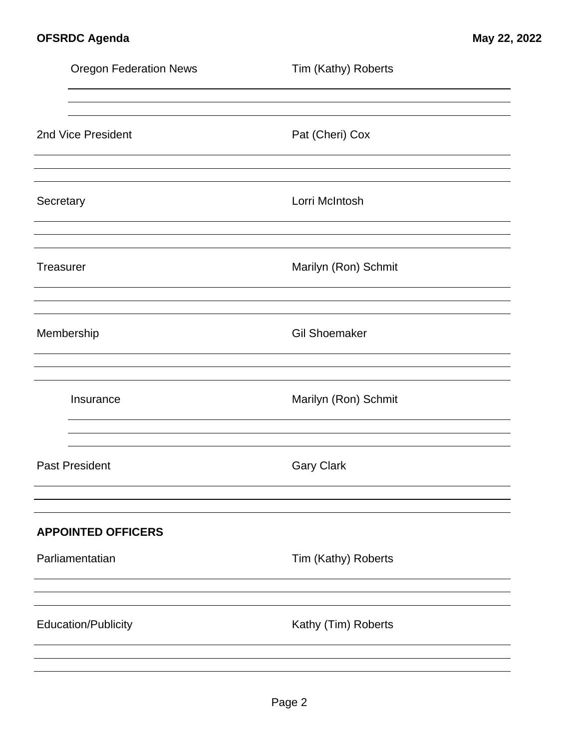Oregon Federation News — Tim (Kathy) Roberts

2nd Vice President — Pat (Cheri) Cox

Secretary — Lorri McIntosh

Treasurer — Marilyn (Ron) Schmit

Membership — Gil Shoemaker

Insurance — Marilyn (Ron) Schmit

Past President — Gary Clark

**APPOINTED OFFICERS**

Parliamentatian — Tim (Kathy) Roberts

Education/Publicity — Kathy (Tim) Roberts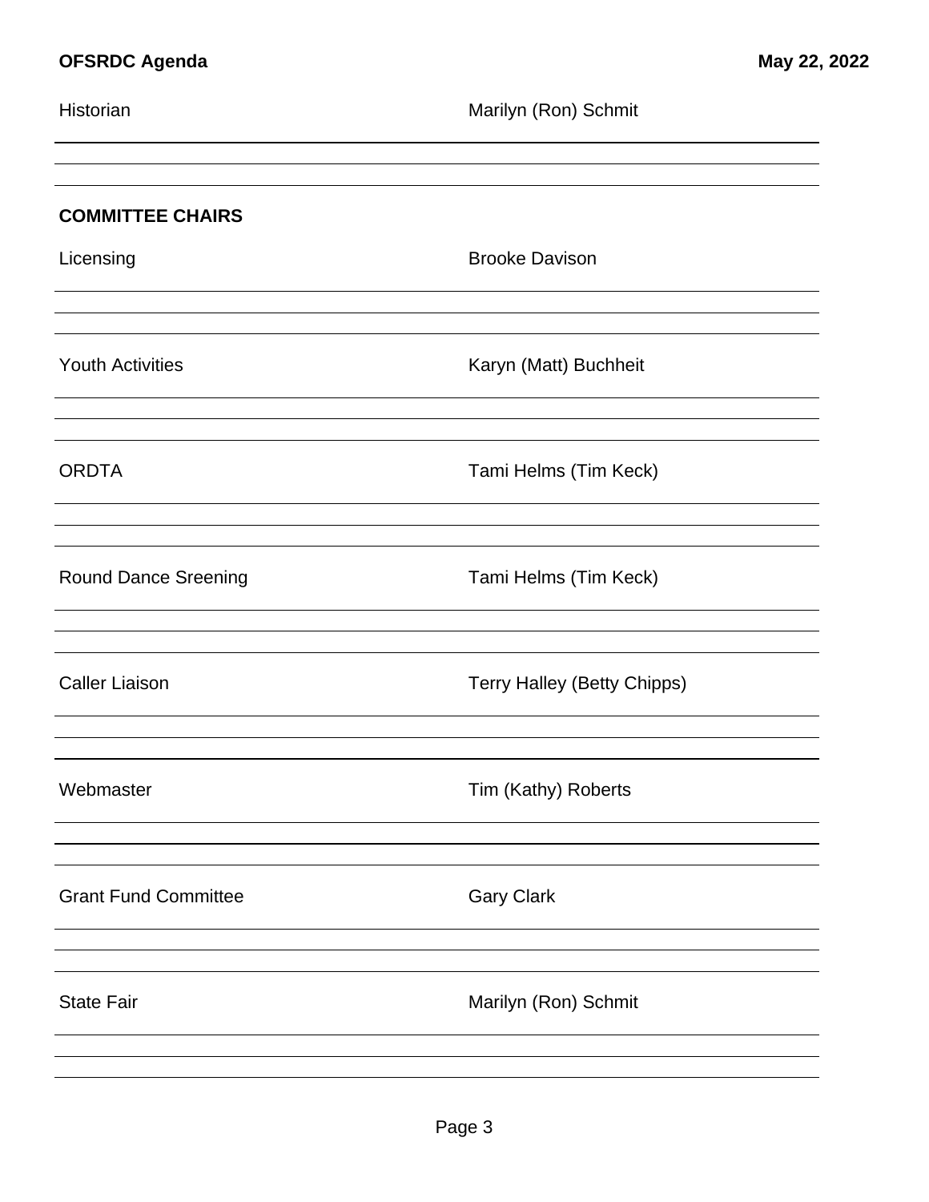Historian — Marilyn (Ron) Schmit

**COMMITTEE CHAIRS**

Licensing — Brooke Davison

Youth Activities — Karyn (Matt) Buchheit

ORDTA — Tami Helms (Tim Keck)

Round Dance Sreening — Tami Helms (Tim Keck)

Caller Liaison — Terry Halley (Betty Chipps)

Webmaster — Tim (Kathy) Roberts

Grant Fund Committee — Gary Clark

State Fair — Marilyn (Ron) Schmit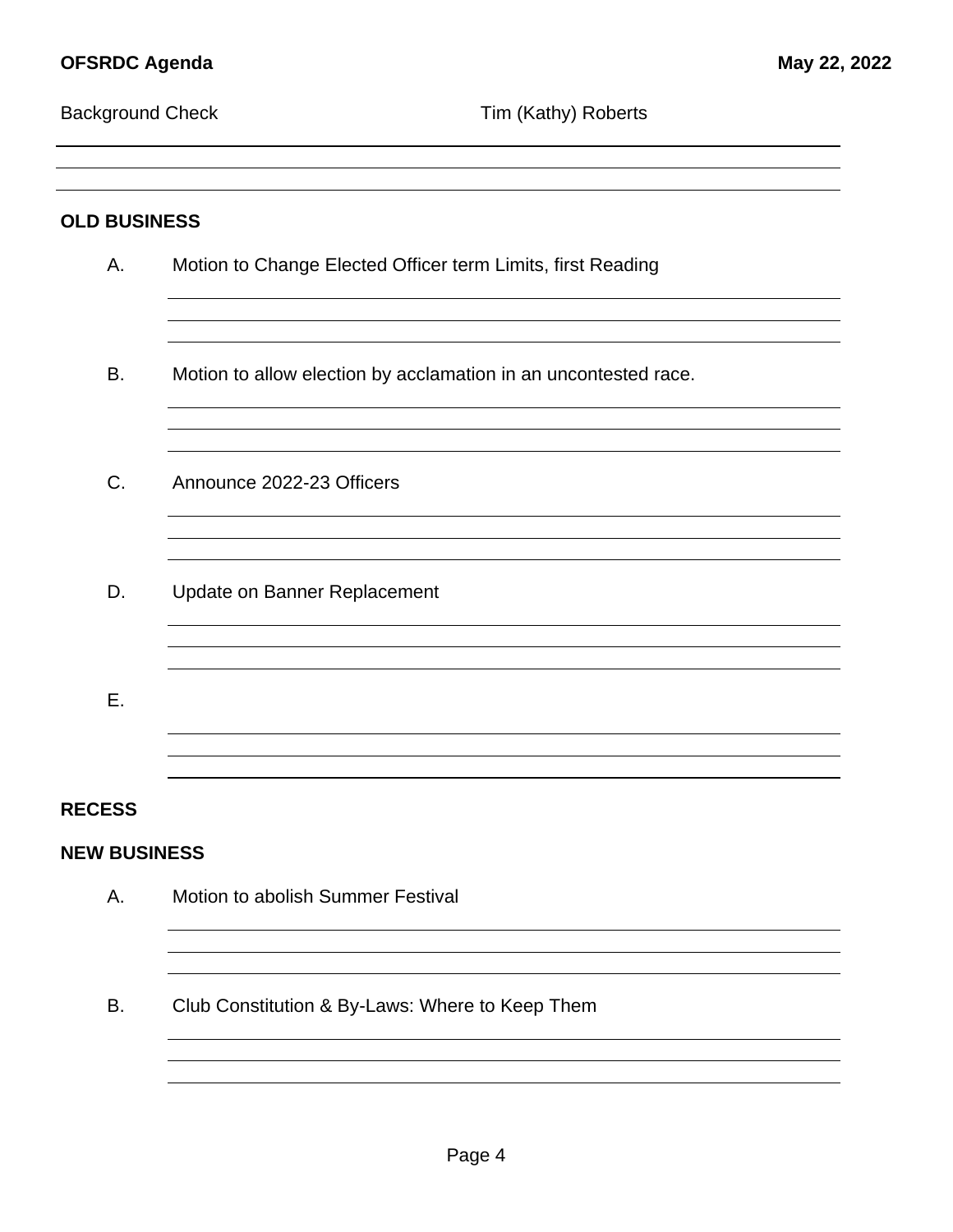Background Check Tim (Kathy) Roberts

## OLD BUSINESS

A. Motion to Change Elected Officer term Limits, first Reading

B. Motion to allow election by acclamation in an uncontested race.

C. Announce 2022-23 Officers

D. Update on Banner Replacement

E.

## RECESS

## NEW BUSINESS

A. Motion to abolish Summer Festival

B. Club Constitution & By-Laws: Where to Keep Them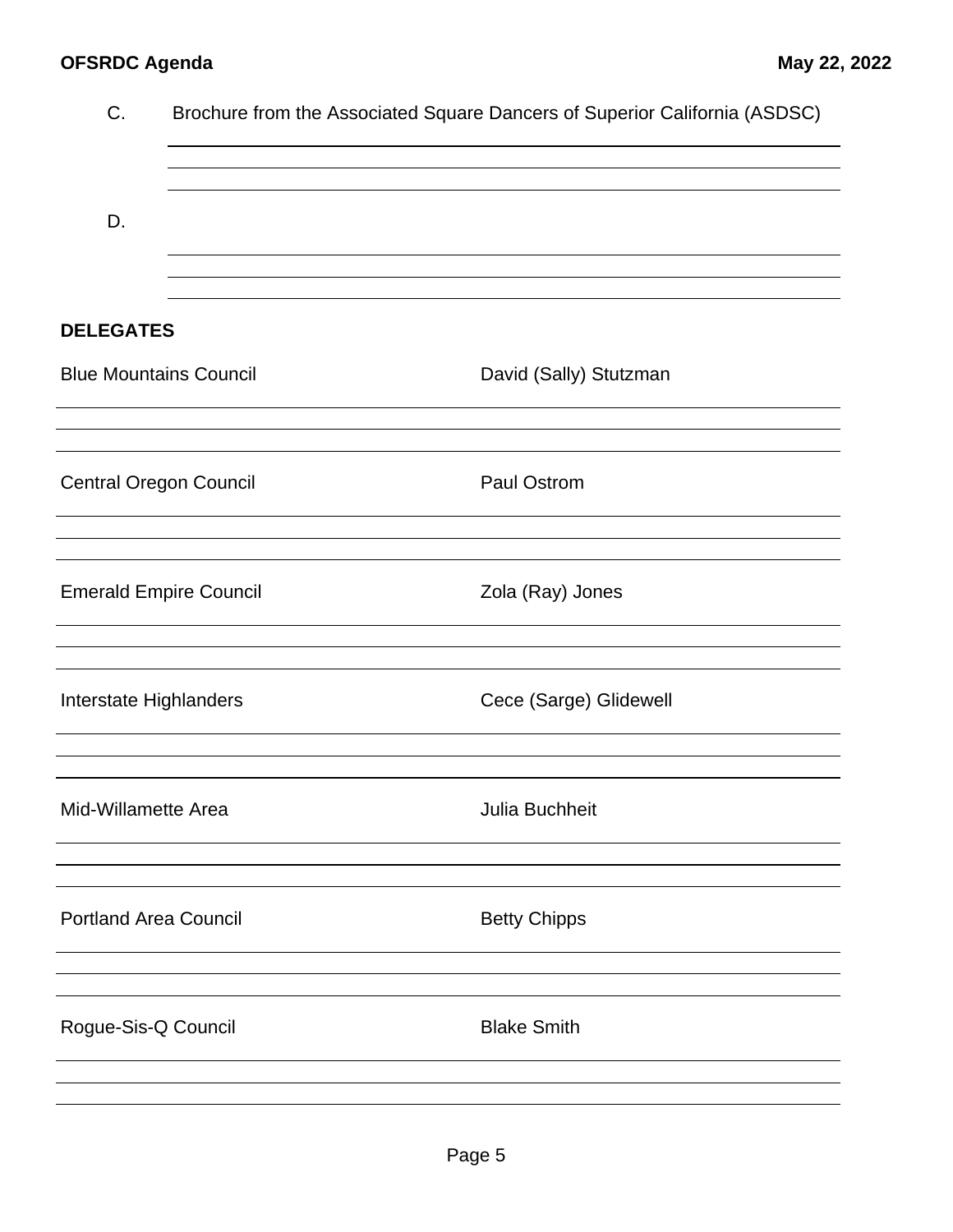C. Brochure from the Associated Square Dancers of Superior California (ASDSC)

D.

## DELEGATES

| | |
|---|---|
| Blue Mountains Council | David (Sally) Stutzman |
| Central Oregon Council | Paul Ostrom |
| Emerald Empire Council | Zola (Ray) Jones |
| Interstate Highlanders | Cece (Sarge) Glidewell |
| Mid-Willamette Area | Julia Buchheit |
| Portland Area Council | Betty Chipps |
| Rogue-Sis-Q Council | Blake Smith |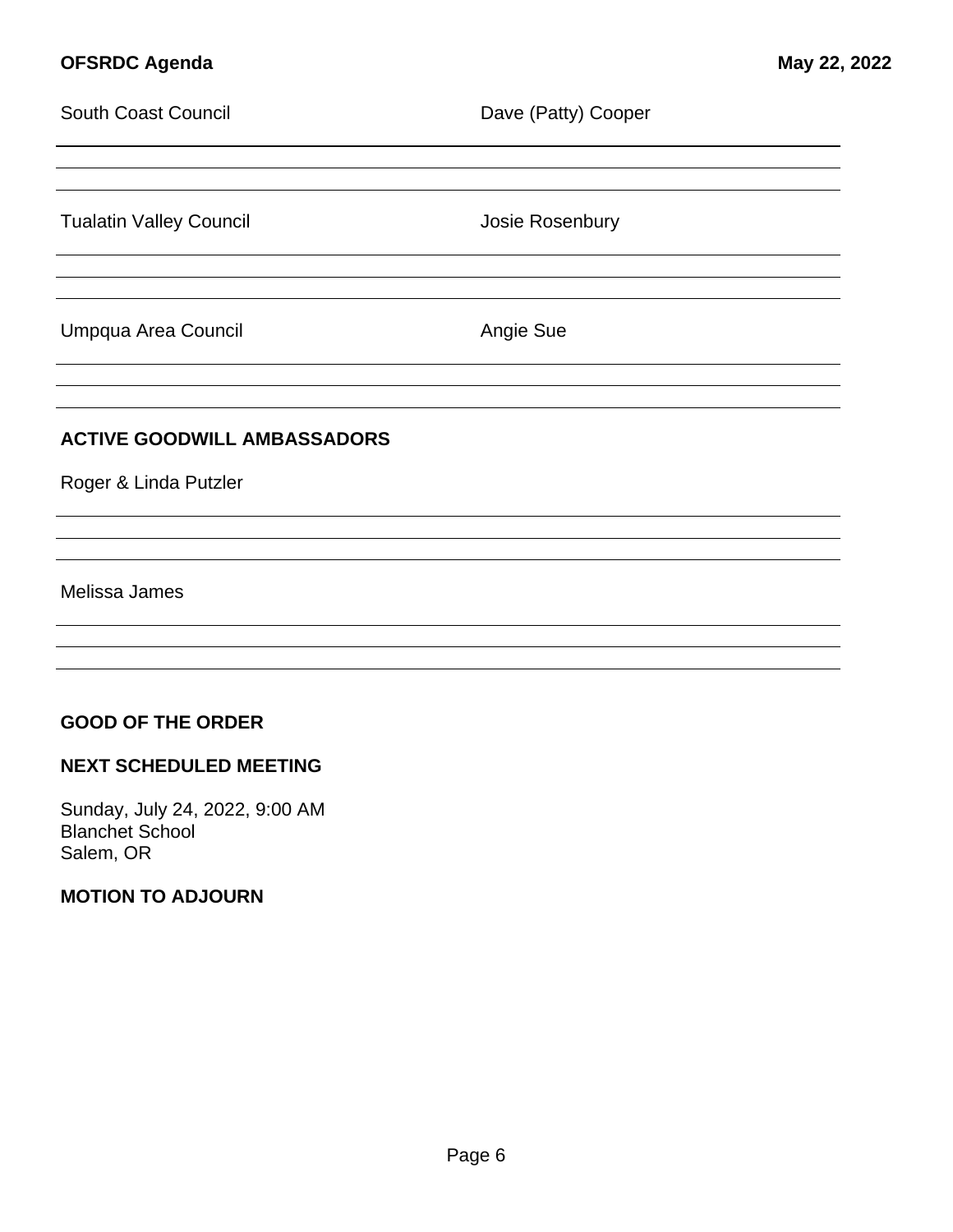South Coast Council — Dave (Patty) Cooper

Tualatin Valley Council — Josie Rosenbury

Umpqua Area Council — Angie Sue

## ACTIVE GOODWILL AMBASSADORS

Roger & Linda Putzler

Melissa James

## GOOD OF THE ORDER

## NEXT SCHEDULED MEETING

Sunday, July 24, 2022, 9:00 AM
Blanchet School
Salem, OR

## MOTION TO ADJOURN